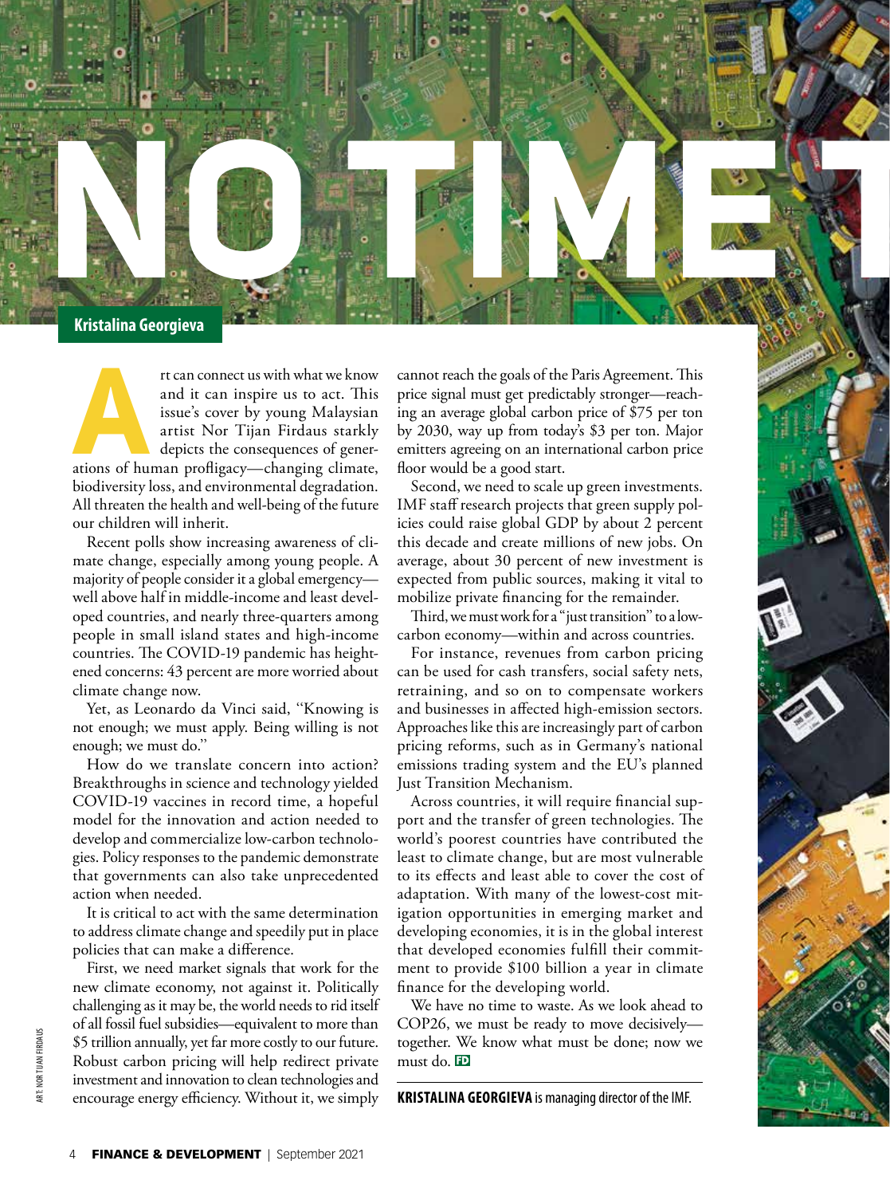# NO TIME

**Kristalina Georgieva**

Art can connect us with what we know and it can inspire us to act. This issue's cover by young Malaysian artist Nor Tijan Firdaus starkly depicts the consequences of generations of human profligacy—changing climate, biodiversity loss, and environmental degradation. All threaten the health and well-being of the future our children will inherit.

Recent polls show increasing awareness of climate change, especially among young people. A majority of people consider it a global emergency—well above half in middle-income and least developed countries, and nearly three-quarters among people in small island states and high-income countries. The COVID-19 pandemic has heightened concerns: 43 percent are more worried about climate change now.

Yet, as Leonardo da Vinci said, "Knowing is not enough; we must apply. Being willing is not enough; we must do."

How do we translate concern into action? Breakthroughs in science and technology yielded COVID-19 vaccines in record time, a hopeful model for the innovation and action needed to develop and commercialize low-carbon technologies. Policy responses to the pandemic demonstrate that governments can also take unprecedented action when needed.

It is critical to act with the same determination to address climate change and speedily put in place policies that can make a difference.

First, we need market signals that work for the new climate economy, not against it. Politically challenging as it may be, the world needs to rid itself of all fossil fuel subsidies—equivalent to more than $5 trillion annually, yet far more costly to our future. Robust carbon pricing will help redirect private investment and innovation to clean technologies and encourage energy efficiency. Without it, we simply cannot reach the goals of the Paris Agreement. This price signal must get predictably stronger—reaching an average global carbon price of $75 per ton by 2030, way up from today's $3 per ton. Major emitters agreeing on an international carbon price floor would be a good start.

Second, we need to scale up green investments. IMF staff research projects that green supply policies could raise global GDP by about 2 percent this decade and create millions of new jobs. On average, about 30 percent of new investment is expected from public sources, making it vital to mobilize private financing for the remainder.

Third, we must work for a "just transition" to a low-carbon economy—within and across countries.

For instance, revenues from carbon pricing can be used for cash transfers, social safety nets, retraining, and so on to compensate workers and businesses in affected high-emission sectors. Approaches like this are increasingly part of carbon pricing reforms, such as in Germany's national emissions trading system and the EU's planned Just Transition Mechanism.

Across countries, it will require financial support and the transfer of green technologies. The world's poorest countries have contributed the least to climate change, but are most vulnerable to its effects and least able to cover the cost of adaptation. With many of the lowest-cost mitigation opportunities in emerging market and developing economies, it is in the global interest that developed economies fulfill their commitment to provide $100 billion a year in climate finance for the developing world.

We have no time to waste. As we look ahead to COP26, we must be ready to move decisively—together. We know what must be done; now we must do.

**KRISTALINA GEORGIEVA** is managing director of the IMF.

ART: NOR TIJAN FIRDAUS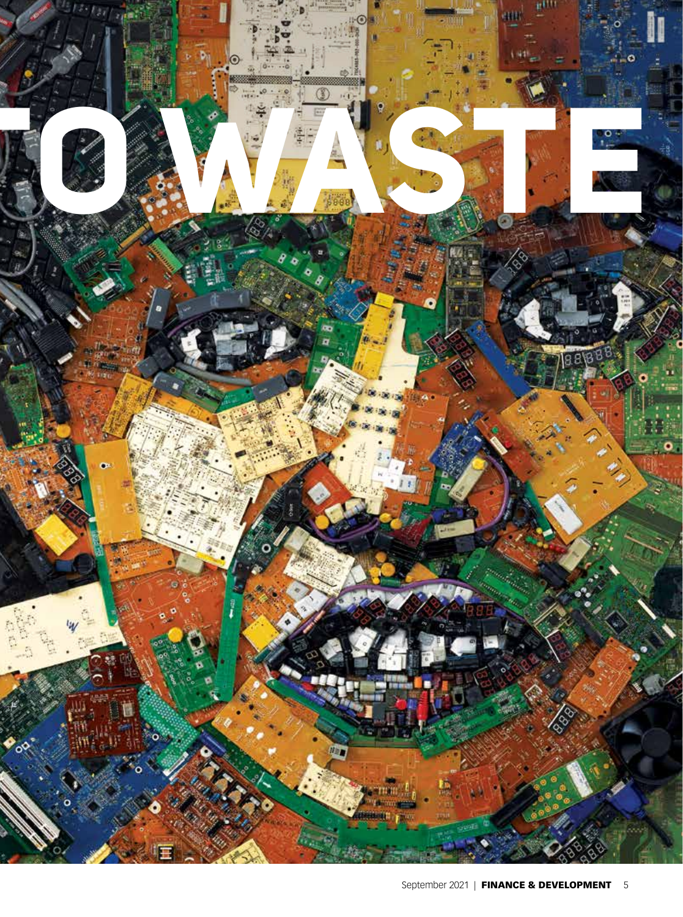# O WASTE